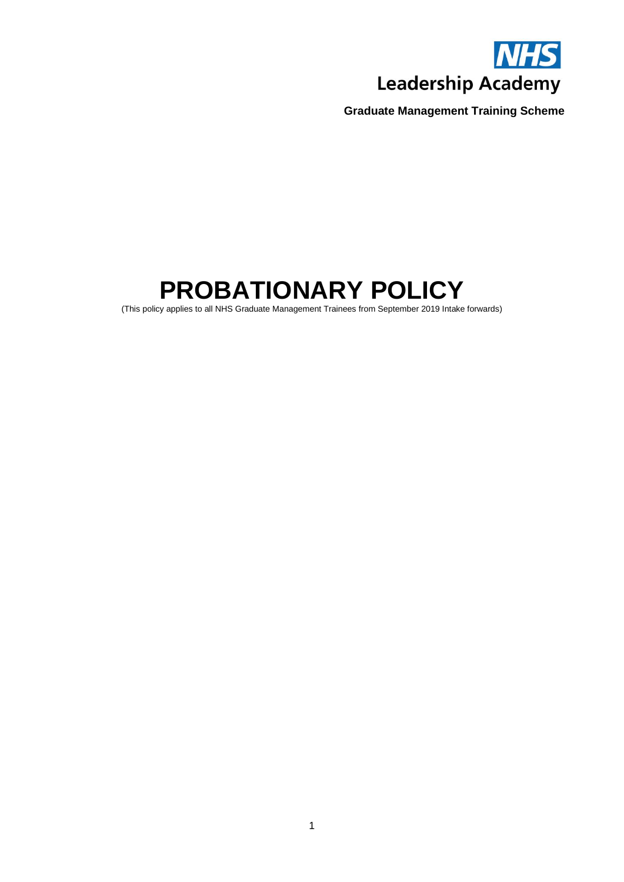NHS

Leadership Academy

**Graduate Management Training Scheme**

# PROBATIONARY POLICY

(This policy applies to all NHS Graduate Management Trainees from September 2019 Intake forwards)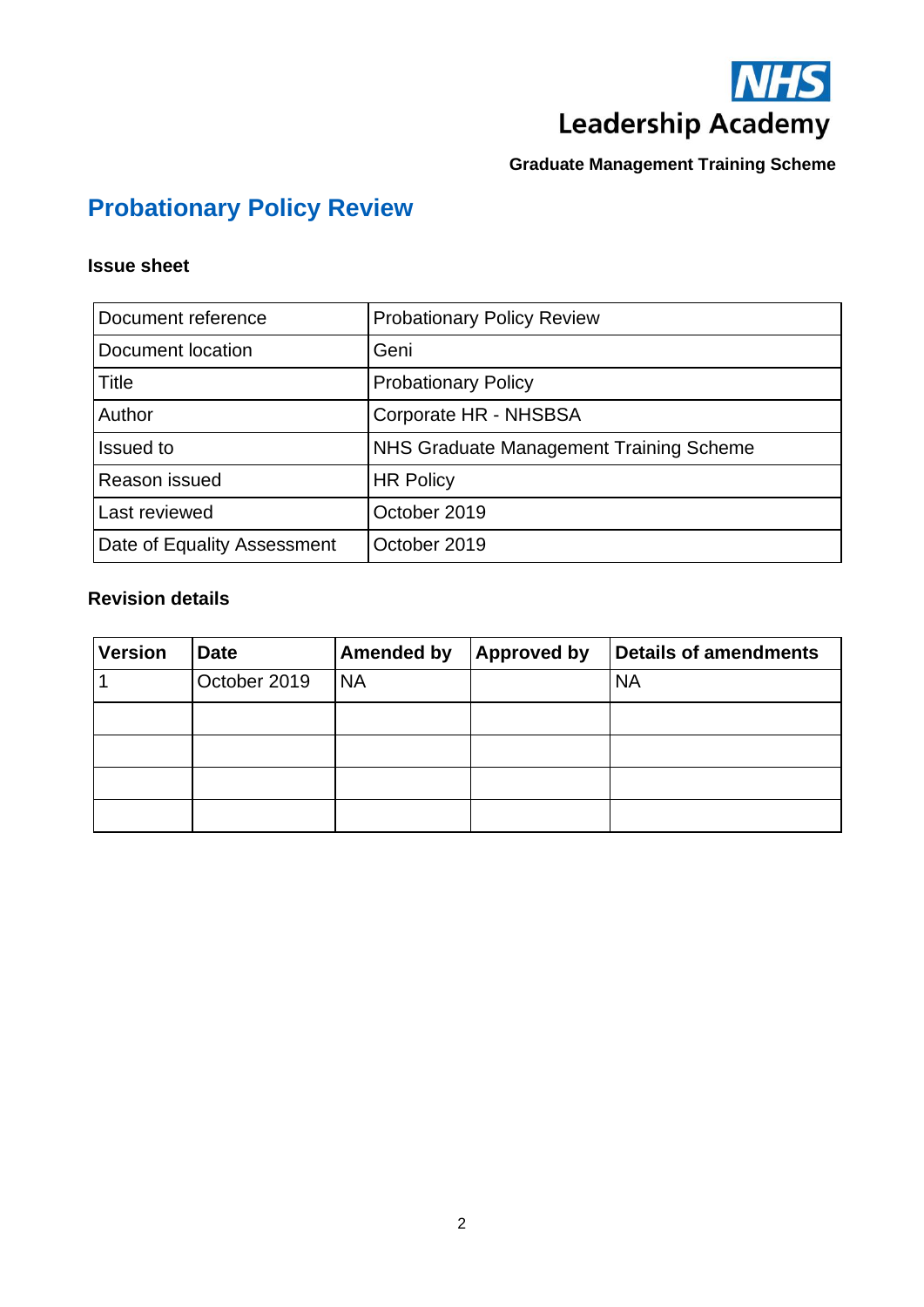NHS Leadership Academy

**Graduate Management Training Scheme**

# Probationary Policy Review

### Issue sheet

| Document reference | Probationary Policy Review |
|---|---|
| Document location | Geni |
| Title | Probationary Policy |
| Author | Corporate HR - NHSBSA |
| Issued to | NHS Graduate Management Training Scheme |
| Reason issued | HR Policy |
| Last reviewed | October 2019 |
| Date of Equality Assessment | October 2019 |

### Revision details

| Version | Date | Amended by | Approved by | Details of amendments |
|---|---|---|---|---|
| 1 | October 2019 | NA | | NA |
| | | | | |
| | | | | |
| | | | | |
| | | | | |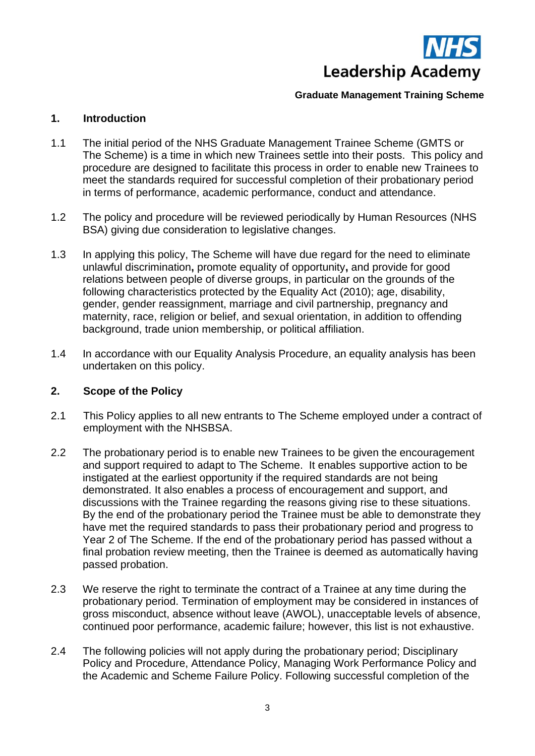# NHS Leadership Academy

**Graduate Management Training Scheme**

## 1. Introduction

1.1 The initial period of the NHS Graduate Management Trainee Scheme (GMTS or The Scheme) is a time in which new Trainees settle into their posts. This policy and procedure are designed to facilitate this process in order to enable new Trainees to meet the standards required for successful completion of their probationary period in terms of performance, academic performance, conduct and attendance.

1.2 The policy and procedure will be reviewed periodically by Human Resources (NHS BSA) giving due consideration to legislative changes.

1.3 In applying this policy, The Scheme will have due regard for the need to eliminate unlawful discrimination**,** promote equality of opportunity**,** and provide for good relations between people of diverse groups, in particular on the grounds of the following characteristics protected by the Equality Act (2010); age, disability, gender, gender reassignment, marriage and civil partnership, pregnancy and maternity, race, religion or belief, and sexual orientation, in addition to offending background, trade union membership, or political affiliation.

1.4 In accordance with our Equality Analysis Procedure, an equality analysis has been undertaken on this policy.

## 2. Scope of the Policy

2.1 This Policy applies to all new entrants to The Scheme employed under a contract of employment with the NHSBSA.

2.2 The probationary period is to enable new Trainees to be given the encouragement and support required to adapt to The Scheme. It enables supportive action to be instigated at the earliest opportunity if the required standards are not being demonstrated. It also enables a process of encouragement and support, and discussions with the Trainee regarding the reasons giving rise to these situations. By the end of the probationary period the Trainee must be able to demonstrate they have met the required standards to pass their probationary period and progress to Year 2 of The Scheme. If the end of the probationary period has passed without a final probation review meeting, then the Trainee is deemed as automatically having passed probation.

2.3 We reserve the right to terminate the contract of a Trainee at any time during the probationary period. Termination of employment may be considered in instances of gross misconduct, absence without leave (AWOL), unacceptable levels of absence, continued poor performance, academic failure; however, this list is not exhaustive.

2.4 The following policies will not apply during the probationary period; Disciplinary Policy and Procedure, Attendance Policy, Managing Work Performance Policy and the Academic and Scheme Failure Policy. Following successful completion of the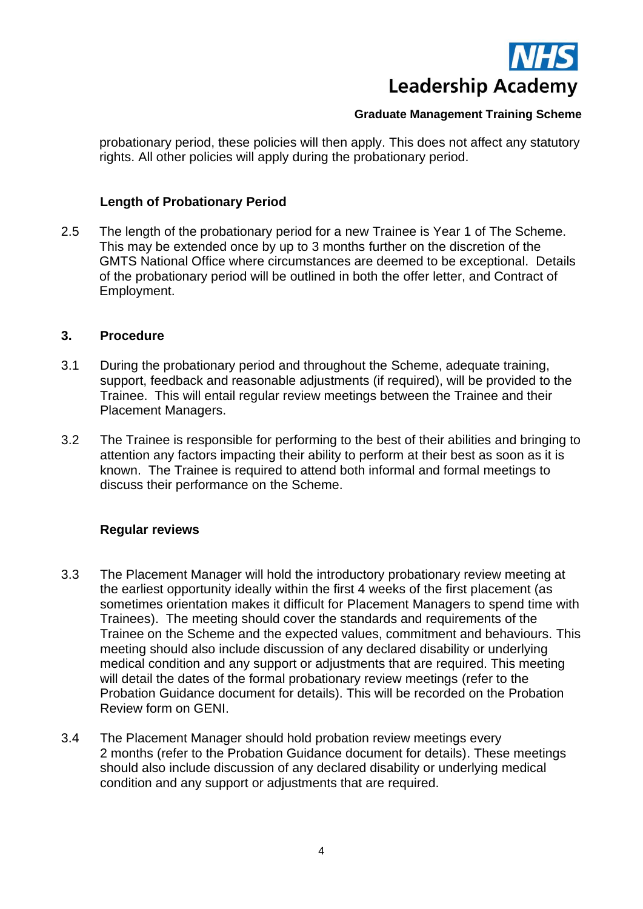probationary period, these policies will then apply. This does not affect any statutory rights. All other policies will apply during the probationary period.

### Length of Probationary Period

2.5 The length of the probationary period for a new Trainee is Year 1 of The Scheme. This may be extended once by up to 3 months further on the discretion of the GMTS National Office where circumstances are deemed to be exceptional. Details of the probationary period will be outlined in both the offer letter, and Contract of Employment.

## 3. Procedure

3.1 During the probationary period and throughout the Scheme, adequate training, support, feedback and reasonable adjustments (if required), will be provided to the Trainee. This will entail regular review meetings between the Trainee and their Placement Managers.

3.2 The Trainee is responsible for performing to the best of their abilities and bringing to attention any factors impacting their ability to perform at their best as soon as it is known. The Trainee is required to attend both informal and formal meetings to discuss their performance on the Scheme.

### Regular reviews

3.3 The Placement Manager will hold the introductory probationary review meeting at the earliest opportunity ideally within the first 4 weeks of the first placement (as sometimes orientation makes it difficult for Placement Managers to spend time with Trainees). The meeting should cover the standards and requirements of the Trainee on the Scheme and the expected values, commitment and behaviours. This meeting should also include discussion of any declared disability or underlying medical condition and any support or adjustments that are required. This meeting will detail the dates of the formal probationary review meetings (refer to the Probation Guidance document for details). This will be recorded on the Probation Review form on GENI.

3.4 The Placement Manager should hold probation review meetings every 2 months (refer to the Probation Guidance document for details). These meetings should also include discussion of any declared disability or underlying medical condition and any support or adjustments that are required.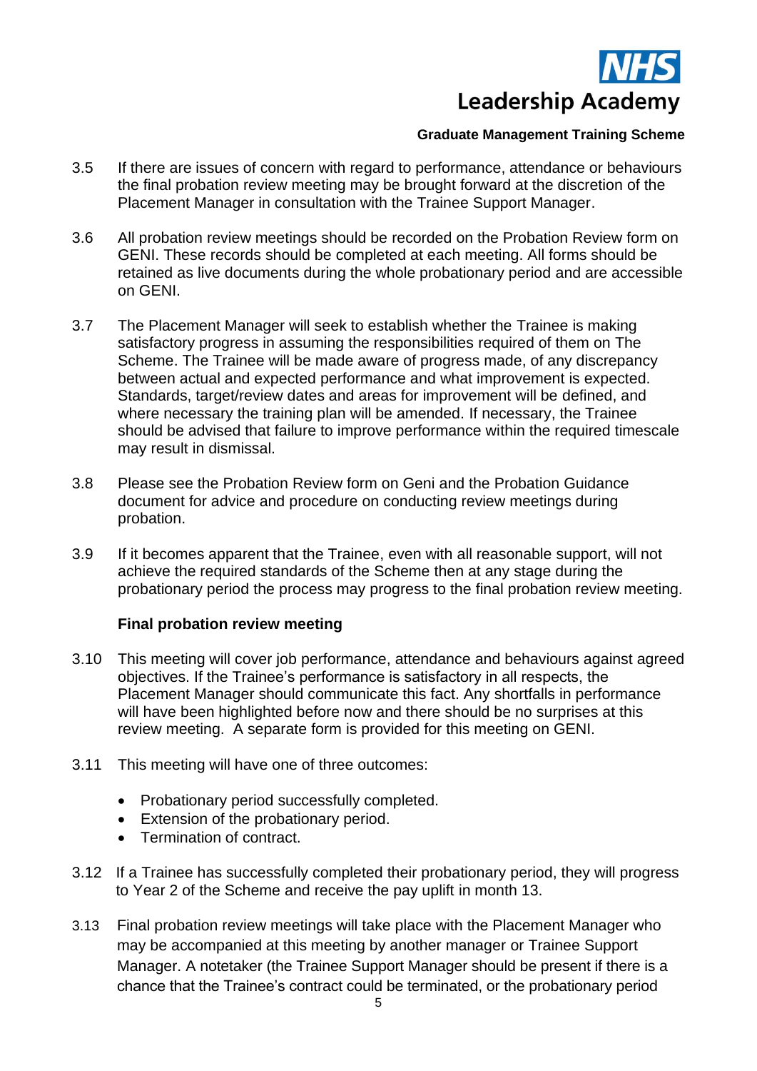3.5 If there are issues of concern with regard to performance, attendance or behaviours the final probation review meeting may be brought forward at the discretion of the Placement Manager in consultation with the Trainee Support Manager.

3.6 All probation review meetings should be recorded on the Probation Review form on GENI. These records should be completed at each meeting. All forms should be retained as live documents during the whole probationary period and are accessible on GENI.

3.7 The Placement Manager will seek to establish whether the Trainee is making satisfactory progress in assuming the responsibilities required of them on The Scheme. The Trainee will be made aware of progress made, of any discrepancy between actual and expected performance and what improvement is expected. Standards, target/review dates and areas for improvement will be defined, and where necessary the training plan will be amended. If necessary, the Trainee should be advised that failure to improve performance within the required timescale may result in dismissal.

3.8 Please see the Probation Review form on Geni and the Probation Guidance document for advice and procedure on conducting review meetings during probation.

3.9 If it becomes apparent that the Trainee, even with all reasonable support, will not achieve the required standards of the Scheme then at any stage during the probationary period the process may progress to the final probation review meeting.

**Final probation review meeting**

3.10 This meeting will cover job performance, attendance and behaviours against agreed objectives. If the Trainee's performance is satisfactory in all respects, the Placement Manager should communicate this fact. Any shortfalls in performance will have been highlighted before now and there should be no surprises at this review meeting. A separate form is provided for this meeting on GENI.

3.11 This meeting will have one of three outcomes:

- Probationary period successfully completed.
- Extension of the probationary period.
- Termination of contract.

3.12 If a Trainee has successfully completed their probationary period, they will progress to Year 2 of the Scheme and receive the pay uplift in month 13.

3.13 Final probation review meetings will take place with the Placement Manager who may be accompanied at this meeting by another manager or Trainee Support Manager. A notetaker (the Trainee Support Manager should be present if there is a chance that the Trainee's contract could be terminated, or the probationary period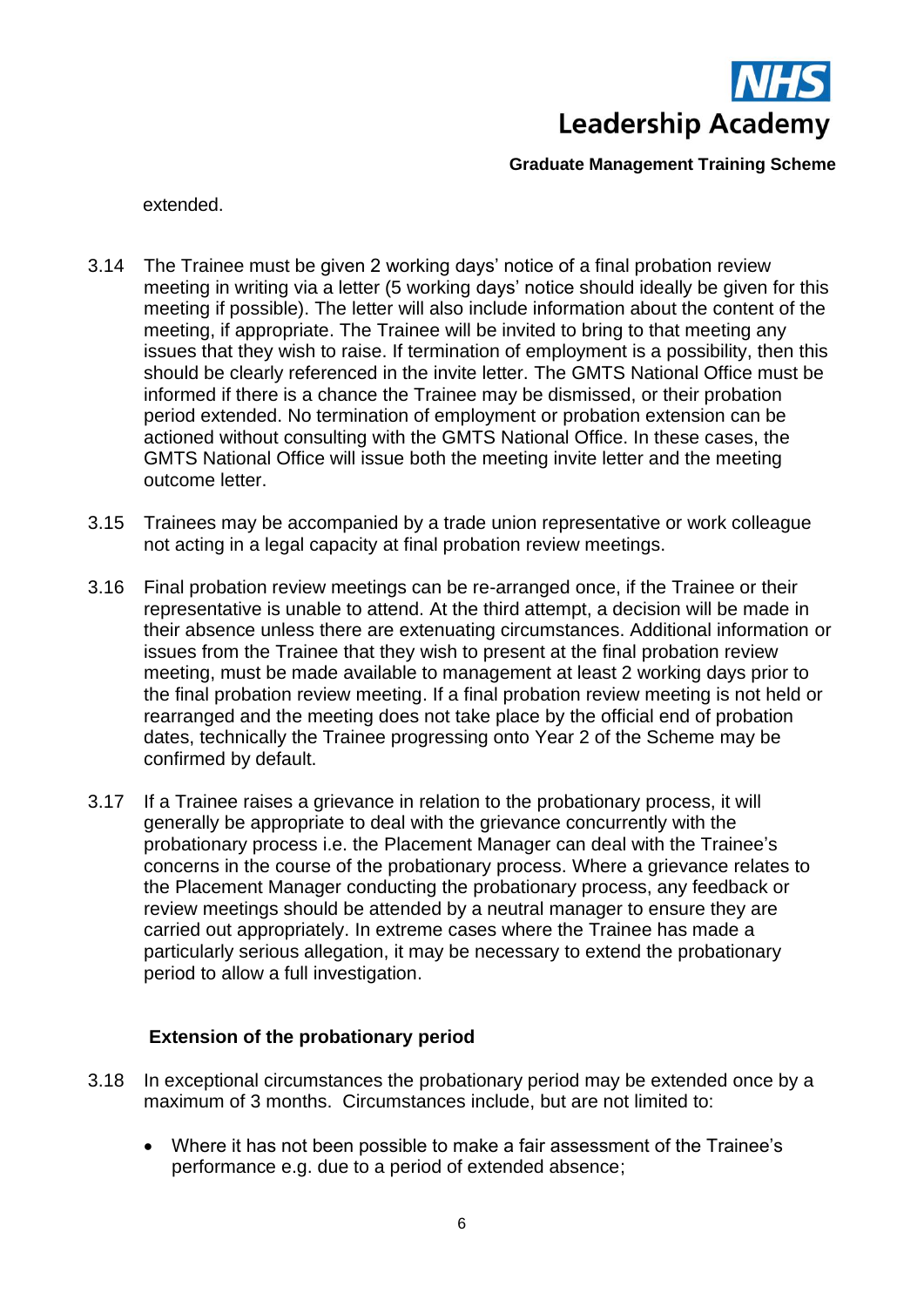extended.

3.14 The Trainee must be given 2 working days' notice of a final probation review meeting in writing via a letter (5 working days' notice should ideally be given for this meeting if possible). The letter will also include information about the content of the meeting, if appropriate. The Trainee will be invited to bring to that meeting any issues that they wish to raise. If termination of employment is a possibility, then this should be clearly referenced in the invite letter. The GMTS National Office must be informed if there is a chance the Trainee may be dismissed, or their probation period extended. No termination of employment or probation extension can be actioned without consulting with the GMTS National Office. In these cases, the GMTS National Office will issue both the meeting invite letter and the meeting outcome letter.

3.15 Trainees may be accompanied by a trade union representative or work colleague not acting in a legal capacity at final probation review meetings.

3.16 Final probation review meetings can be re-arranged once, if the Trainee or their representative is unable to attend. At the third attempt, a decision will be made in their absence unless there are extenuating circumstances. Additional information or issues from the Trainee that they wish to present at the final probation review meeting, must be made available to management at least 2 working days prior to the final probation review meeting. If a final probation review meeting is not held or rearranged and the meeting does not take place by the official end of probation dates, technically the Trainee progressing onto Year 2 of the Scheme may be confirmed by default.

3.17 If a Trainee raises a grievance in relation to the probationary process, it will generally be appropriate to deal with the grievance concurrently with the probationary process i.e. the Placement Manager can deal with the Trainee's concerns in the course of the probationary process. Where a grievance relates to the Placement Manager conducting the probationary process, any feedback or review meetings should be attended by a neutral manager to ensure they are carried out appropriately. In extreme cases where the Trainee has made a particularly serious allegation, it may be necessary to extend the probationary period to allow a full investigation.

**Extension of the probationary period**

3.18 In exceptional circumstances the probationary period may be extended once by a maximum of 3 months. Circumstances include, but are not limited to:

- Where it has not been possible to make a fair assessment of the Trainee's performance e.g. due to a period of extended absence;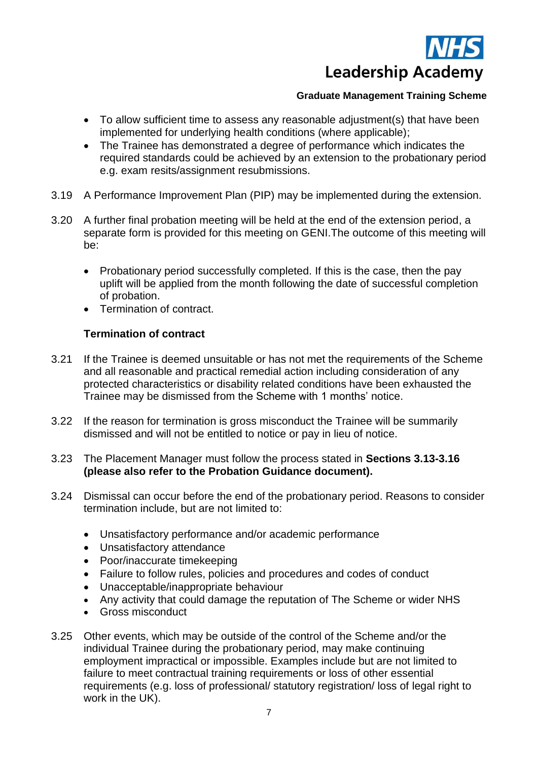- To allow sufficient time to assess any reasonable adjustment(s) that have been implemented for underlying health conditions (where applicable);
- The Trainee has demonstrated a degree of performance which indicates the required standards could be achieved by an extension to the probationary period e.g. exam resits/assignment resubmissions.

3.19 A Performance Improvement Plan (PIP) may be implemented during the extension.

3.20 A further final probation meeting will be held at the end of the extension period, a separate form is provided for this meeting on GENI.The outcome of this meeting will be:

- Probationary period successfully completed. If this is the case, then the pay uplift will be applied from the month following the date of successful completion of probation.
- Termination of contract.

**Termination of contract**

3.21 If the Trainee is deemed unsuitable or has not met the requirements of the Scheme and all reasonable and practical remedial action including consideration of any protected characteristics or disability related conditions have been exhausted the Trainee may be dismissed from the Scheme with 1 months' notice.

3.22 If the reason for termination is gross misconduct the Trainee will be summarily dismissed and will not be entitled to notice or pay in lieu of notice.

3.23 The Placement Manager must follow the process stated in **Sections 3.13-3.16 (please also refer to the Probation Guidance document).**

3.24 Dismissal can occur before the end of the probationary period. Reasons to consider termination include, but are not limited to:

- Unsatisfactory performance and/or academic performance
- Unsatisfactory attendance
- Poor/inaccurate timekeeping
- Failure to follow rules, policies and procedures and codes of conduct
- Unacceptable/inappropriate behaviour
- Any activity that could damage the reputation of The Scheme or wider NHS
- Gross misconduct

3.25 Other events, which may be outside of the control of the Scheme and/or the individual Trainee during the probationary period, may make continuing employment impractical or impossible. Examples include but are not limited to failure to meet contractual training requirements or loss of other essential requirements (e.g. loss of professional/ statutory registration/ loss of legal right to work in the UK).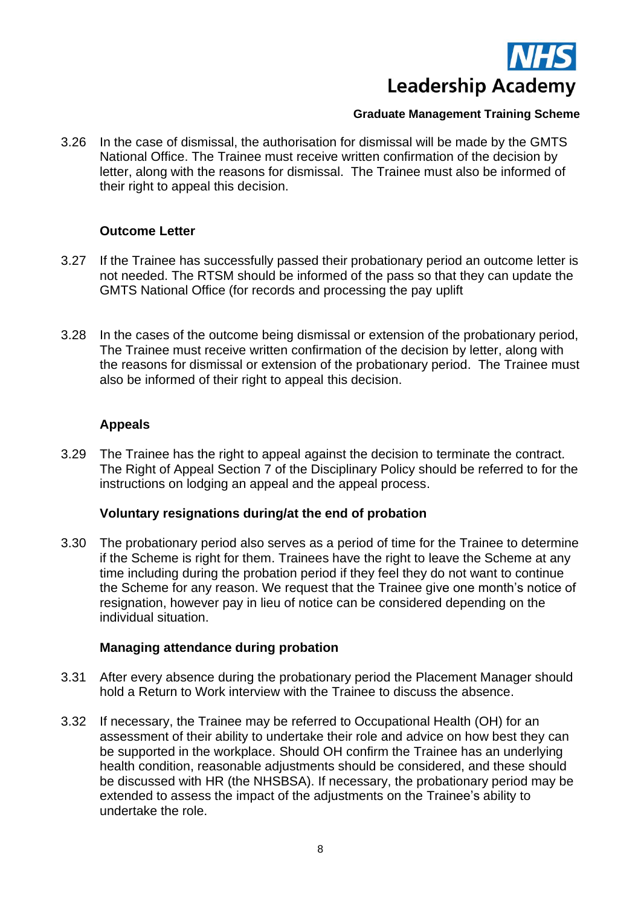3.26 In the case of dismissal, the authorisation for dismissal will be made by the GMTS National Office. The Trainee must receive written confirmation of the decision by letter, along with the reasons for dismissal. The Trainee must also be informed of their right to appeal this decision.

**Outcome Letter**

3.27 If the Trainee has successfully passed their probationary period an outcome letter is not needed. The RTSM should be informed of the pass so that they can update the GMTS National Office (for records and processing the pay uplift

3.28 In the cases of the outcome being dismissal or extension of the probationary period, The Trainee must receive written confirmation of the decision by letter, along with the reasons for dismissal or extension of the probationary period. The Trainee must also be informed of their right to appeal this decision.

**Appeals**

3.29 The Trainee has the right to appeal against the decision to terminate the contract. The Right of Appeal Section 7 of the Disciplinary Policy should be referred to for the instructions on lodging an appeal and the appeal process.

**Voluntary resignations during/at the end of probation**

3.30 The probationary period also serves as a period of time for the Trainee to determine if the Scheme is right for them. Trainees have the right to leave the Scheme at any time including during the probation period if they feel they do not want to continue the Scheme for any reason. We request that the Trainee give one month's notice of resignation, however pay in lieu of notice can be considered depending on the individual situation.

**Managing attendance during probation**

3.31 After every absence during the probationary period the Placement Manager should hold a Return to Work interview with the Trainee to discuss the absence.

3.32 If necessary, the Trainee may be referred to Occupational Health (OH) for an assessment of their ability to undertake their role and advice on how best they can be supported in the workplace. Should OH confirm the Trainee has an underlying health condition, reasonable adjustments should be considered, and these should be discussed with HR (the NHSBSA). If necessary, the probationary period may be extended to assess the impact of the adjustments on the Trainee's ability to undertake the role.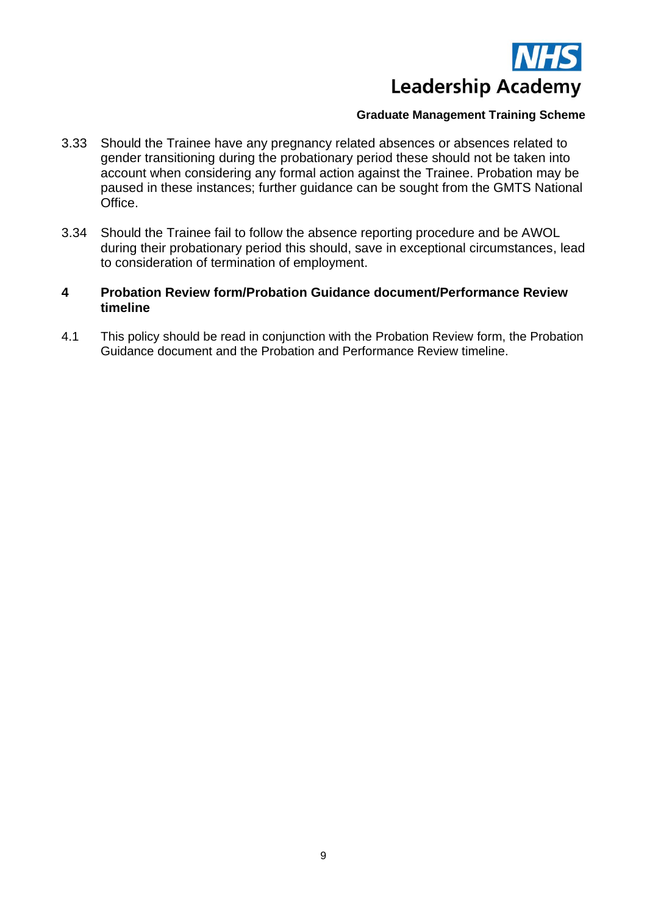3.33 Should the Trainee have any pregnancy related absences or absences related to gender transitioning during the probationary period these should not be taken into account when considering any formal action against the Trainee. Probation may be paused in these instances; further guidance can be sought from the GMTS National Office.

3.34 Should the Trainee fail to follow the absence reporting procedure and be AWOL during their probationary period this should, save in exceptional circumstances, lead to consideration of termination of employment.

## 4 Probation Review form/Probation Guidance document/Performance Review timeline

4.1 This policy should be read in conjunction with the Probation Review form, the Probation Guidance document and the Probation and Performance Review timeline.